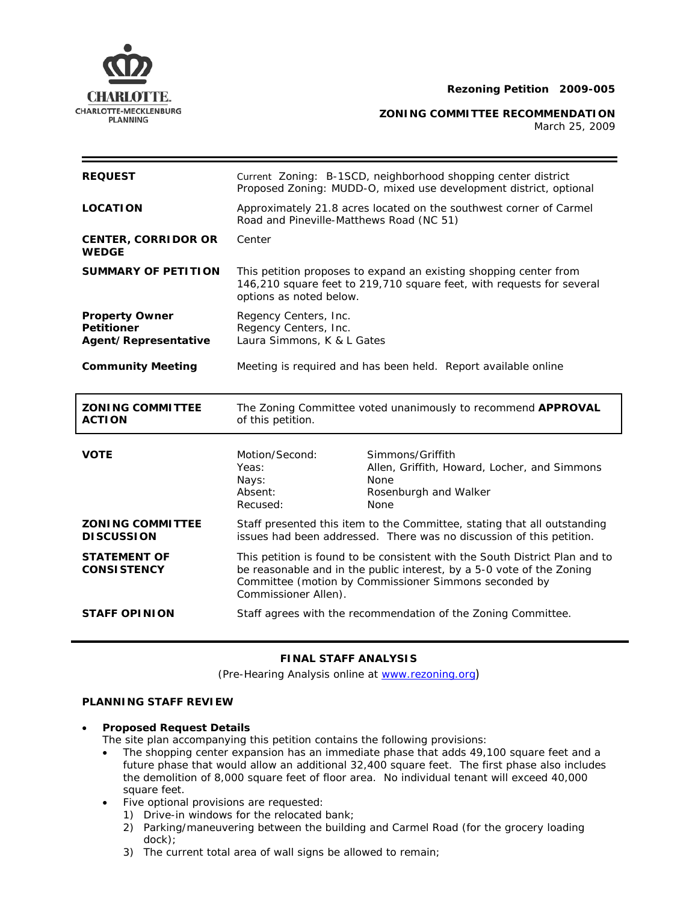**Rezoning Petition 2009-005**

**ZONING COMMITTEE RECOMMENDATION**
March 25, 2009

| | |
|---|---|
| **REQUEST** | Current Zoning: B-1SCD, neighborhood shopping center district<br>Proposed Zoning: MUDD-O, mixed use development district, optional |
| **LOCATION** | Approximately 21.8 acres located on the southwest corner of Carmel Road and Pineville-Matthews Road (NC 51) |
| **CENTER, CORRIDOR OR WEDGE** | Center |
| **SUMMARY OF PETITION** | This petition proposes to expand an existing shopping center from 146,210 square feet to 219,710 square feet, with requests for several options as noted below. |
| **Property Owner**<br>**Petitioner**<br>**Agent/Representative** | Regency Centers, Inc.<br>Regency Centers, Inc.<br>Laura Simmons, K & L Gates |
| **Community Meeting** | Meeting is required and has been held. Report available online |

| | |
|---|---|
| **ZONING COMMITTEE ACTION** | The Zoning Committee voted unanimously to recommend **APPROVAL** of this petition. |

| | | |
|---|---|---|
| **VOTE** | Motion/Second: | Simmons/Griffith |
| | Yeas: | Allen, Griffith, Howard, Locher, and Simmons |
| | Nays: | None |
| | Absent: | Rosenburgh and Walker |
| | Recused: | None |

| | |
|---|---|
| **ZONING COMMITTEE DISCUSSION** | Staff presented this item to the Committee, stating that all outstanding issues had been addressed. There was no discussion of this petition. |
| **STATEMENT OF CONSISTENCY** | This petition is found to be consistent with the South District Plan and to be reasonable and in the public interest, by a 5-0 vote of the Zoning Committee (motion by Commissioner Simmons seconded by Commissioner Allen). |
| **STAFF OPINION** | Staff agrees with the recommendation of the Zoning Committee. |

## FINAL STAFF ANALYSIS

(Pre-Hearing Analysis online at www.rezoning.org)

### PLANNING STAFF REVIEW

- **Proposed Request Details**
  The site plan accompanying this petition contains the following provisions:
  - The shopping center expansion has an immediate phase that adds 49,100 square feet and a future phase that would allow an additional 32,400 square feet. The first phase also includes the demolition of 8,000 square feet of floor area. No individual tenant will exceed 40,000 square feet.
  - Five optional provisions are requested:
    1) Drive-in windows for the relocated bank;
    2) Parking/maneuvering between the building and Carmel Road (for the grocery loading dock);
    3) The current total area of wall signs be allowed to remain;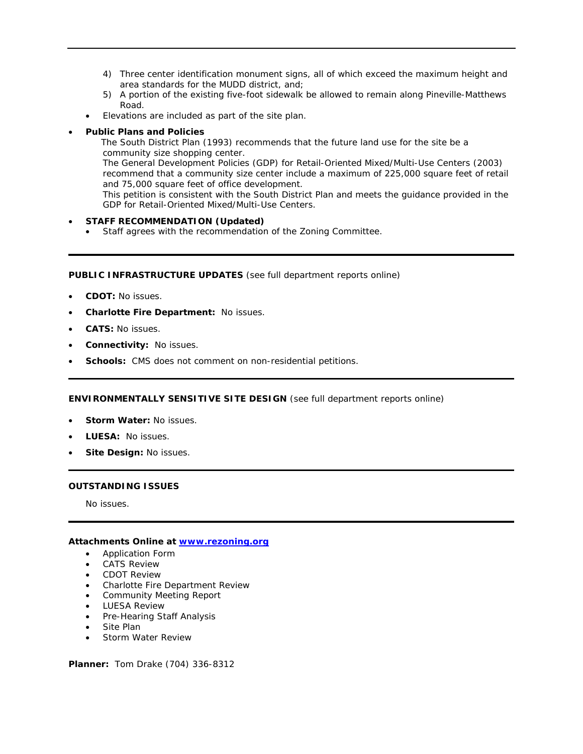4) Three center identification monument signs, all of which exceed the maximum height and area standards for the MUDD district, and;
5) A portion of the existing five-foot sidewalk be allowed to remain along Pineville-Matthews Road.

- Elevations are included as part of the site plan.

- **Public Plans and Policies**

  The South District Plan (1993) recommends that the future land use for the site be a community size shopping center.

  The General Development Policies (GDP) for Retail-Oriented Mixed/Multi-Use Centers (2003) recommend that a community size center include a maximum of 225,000 square feet of retail and 75,000 square feet of office development.

  This petition is consistent with the South District Plan and meets the guidance provided in the GDP for Retail-Oriented Mixed/Multi-Use Centers.

- **STAFF RECOMMENDATION (Updated)**
  - Staff agrees with the recommendation of the Zoning Committee.

---

**PUBLIC INFRASTRUCTURE UPDATES** (see full department reports online)

- **CDOT:** No issues.
- **Charlotte Fire Department:** No issues.
- **CATS:** No issues.
- **Connectivity:** No issues.
- **Schools:** CMS does not comment on non-residential petitions.

---

**ENVIRONMENTALLY SENSITIVE SITE DESIGN** (see full department reports online)

- **Storm Water:** No issues.
- **LUESA:** No issues.
- **Site Design:** No issues.

---

**OUTSTANDING ISSUES**

No issues.

---

**Attachments Online at www.rezoning.org**

- Application Form
- CATS Review
- CDOT Review
- Charlotte Fire Department Review
- Community Meeting Report
- LUESA Review
- Pre-Hearing Staff Analysis
- Site Plan
- Storm Water Review

**Planner:** Tom Drake (704) 336-8312